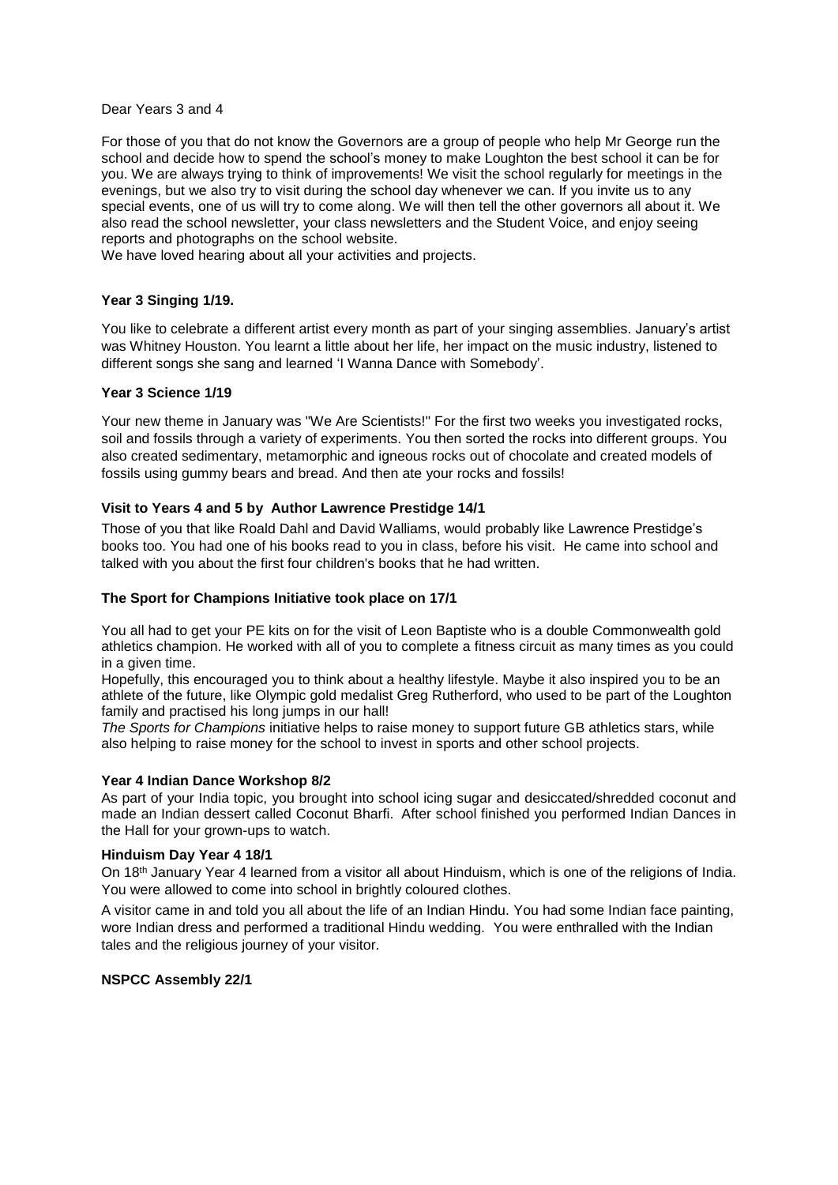Dear Years 3 and 4

For those of you that do not know the Governors are a group of people who help Mr George run the school and decide how to spend the school's money to make Loughton the best school it can be for you. We are always trying to think of improvements! We visit the school regularly for meetings in the evenings, but we also try to visit during the school day whenever we can. If you invite us to any special events, one of us will try to come along. We will then tell the other governors all about it. We also read the school newsletter, your class newsletters and the Student Voice, and enjoy seeing reports and photographs on the school website.
We have loved hearing about all your activities and projects.

**Year 3 Singing 1/19.**

You like to celebrate a different artist every month as part of your singing assemblies. January's artist was Whitney Houston. You learnt a little about her life, her impact on the music industry, listened to different songs she sang and learned 'I Wanna Dance with Somebody'.

**Year 3 Science 1/19**

Your new theme in January was "We Are Scientists!" For the first two weeks you investigated rocks, soil and fossils through a variety of experiments. You then sorted the rocks into different groups. You also created sedimentary, metamorphic and igneous rocks out of chocolate and created models of fossils using gummy bears and bread. And then ate your rocks and fossils!

**Visit to Years 4 and 5 by Author Lawrence Prestidge 14/1**

Those of you that like Roald Dahl and David Walliams, would probably like Lawrence Prestidge's books too. You had one of his books read to you in class, before his visit. He came into school and talked with you about the first four children's books that he had written.

**The Sport for Champions Initiative took place on 17/1**

You all had to get your PE kits on for the visit of Leon Baptiste who is a double Commonwealth gold athletics champion. He worked with all of you to complete a fitness circuit as many times as you could in a given time.
Hopefully, this encouraged you to think about a healthy lifestyle. Maybe it also inspired you to be an athlete of the future, like Olympic gold medalist Greg Rutherford, who used to be part of the Loughton family and practised his long jumps in our hall!
*The Sports for Champions* initiative helps to raise money to support future GB athletics stars, while also helping to raise money for the school to invest in sports and other school projects.

**Year 4 Indian Dance Workshop 8/2**

As part of your India topic, you brought into school icing sugar and desiccated/shredded coconut and made an Indian dessert called Coconut Bharfi. After school finished you performed Indian Dances in the Hall for your grown-ups to watch.

**Hinduism Day Year 4 18/1**

On 18th January Year 4 learned from a visitor all about Hinduism, which is one of the religions of India. You were allowed to come into school in brightly coloured clothes.

A visitor came in and told you all about the life of an Indian Hindu. You had some Indian face painting, wore Indian dress and performed a traditional Hindu wedding. You were enthralled with the Indian tales and the religious journey of your visitor.

**NSPCC Assembly 22/1**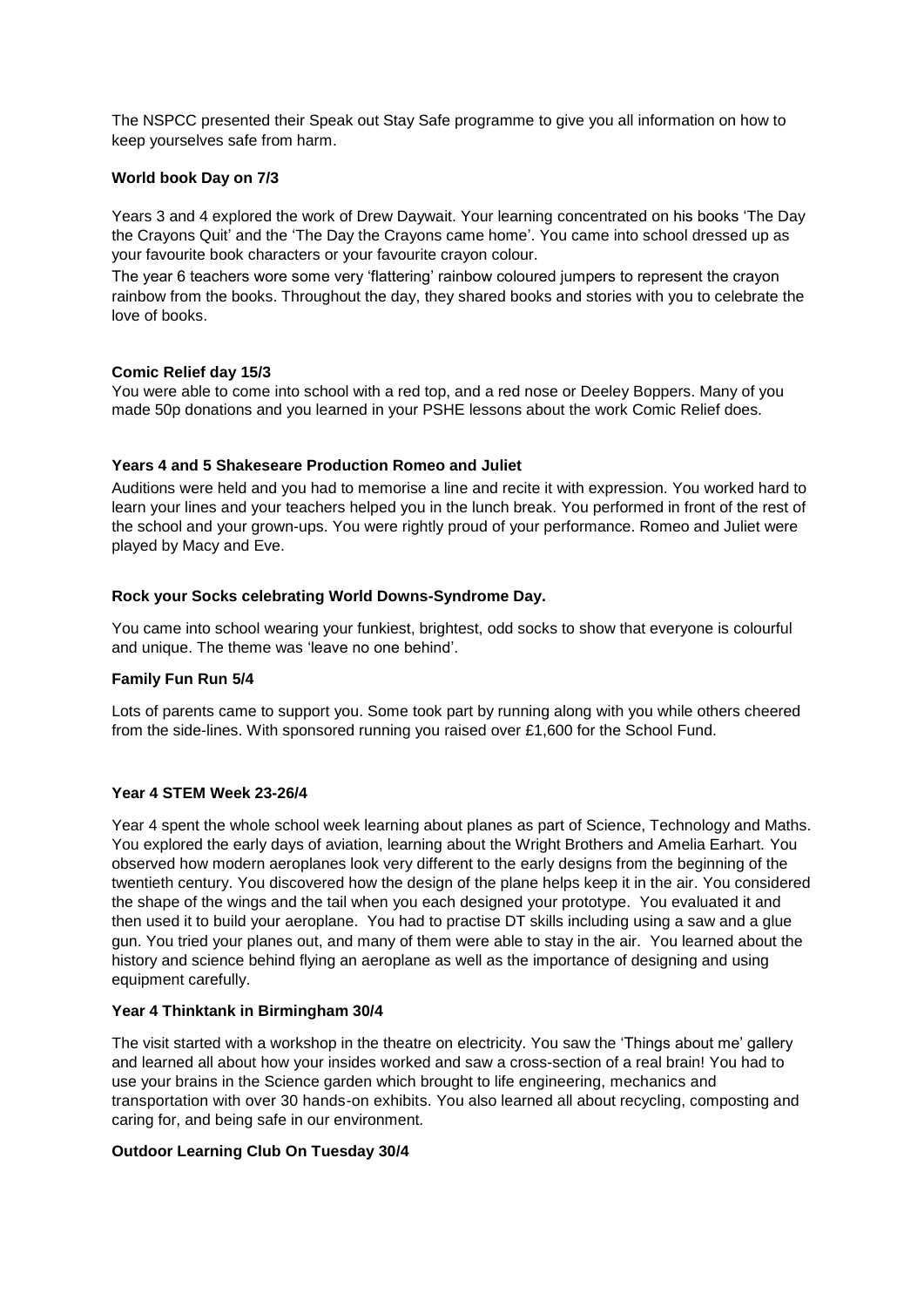The NSPCC presented their Speak out Stay Safe programme to give you all information on how to keep yourselves safe from harm.

**World book Day on 7/3**

Years 3 and 4 explored the work of Drew Daywait. Your learning concentrated on his books 'The Day the Crayons Quit' and the 'The Day the Crayons came home'. You came into school dressed up as your favourite book characters or your favourite crayon colour.

The year 6 teachers wore some very 'flattering' rainbow coloured jumpers to represent the crayon rainbow from the books. Throughout the day, they shared books and stories with you to celebrate the love of books.

**Comic Relief day 15/3**

You were able to come into school with a red top, and a red nose or Deeley Boppers. Many of you made 50p donations and you learned in your PSHE lessons about the work Comic Relief does.

**Years 4 and 5 Shakeseare Production Romeo and Juliet**

Auditions were held and you had to memorise a line and recite it with expression. You worked hard to learn your lines and your teachers helped you in the lunch break. You performed in front of the rest of the school and your grown-ups. You were rightly proud of your performance. Romeo and Juliet were played by Macy and Eve.

**Rock your Socks celebrating World Downs-Syndrome Day.**

You came into school wearing your funkiest, brightest, odd socks to show that everyone is colourful and unique. The theme was 'leave no one behind'.

**Family Fun Run 5/4**

Lots of parents came to support you. Some took part by running along with you while others cheered from the side-lines. With sponsored running you raised over £1,600 for the School Fund.

**Year 4 STEM Week 23-26/4**

Year 4 spent the whole school week learning about planes as part of Science, Technology and Maths. You explored the early days of aviation, learning about the Wright Brothers and Amelia Earhart. You observed how modern aeroplanes look very different to the early designs from the beginning of the twentieth century. You discovered how the design of the plane helps keep it in the air. You considered the shape of the wings and the tail when you each designed your prototype. You evaluated it and then used it to build your aeroplane. You had to practise DT skills including using a saw and a glue gun. You tried your planes out, and many of them were able to stay in the air. You learned about the history and science behind flying an aeroplane as well as the importance of designing and using equipment carefully.

**Year 4 Thinktank in Birmingham 30/4**

The visit started with a workshop in the theatre on electricity. You saw the 'Things about me' gallery and learned all about how your insides worked and saw a cross-section of a real brain! You had to use your brains in the Science garden which brought to life engineering, mechanics and transportation with over 30 hands-on exhibits. You also learned all about recycling, composting and caring for, and being safe in our environment.

**Outdoor Learning Club On Tuesday 30/4**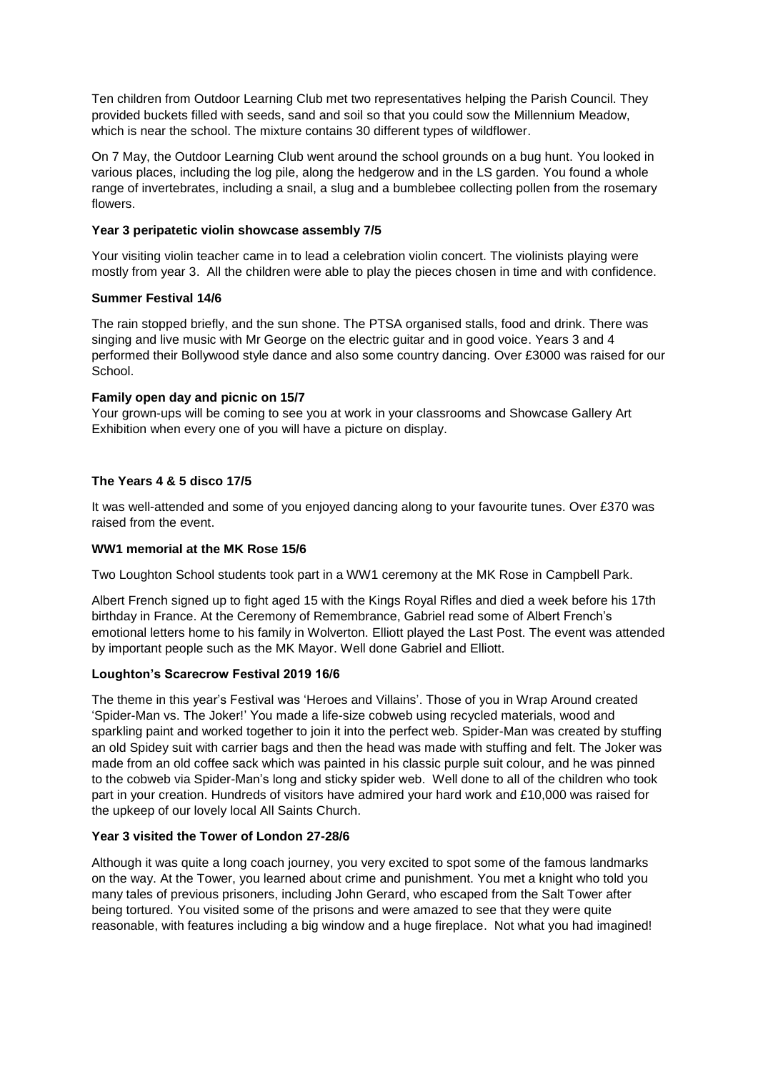Ten children from Outdoor Learning Club met two representatives helping the Parish Council. They provided buckets filled with seeds, sand and soil so that you could sow the Millennium Meadow, which is near the school. The mixture contains 30 different types of wildflower.

On 7 May, the Outdoor Learning Club went around the school grounds on a bug hunt. You looked in various places, including the log pile, along the hedgerow and in the LS garden. You found a whole range of invertebrates, including a snail, a slug and a bumblebee collecting pollen from the rosemary flowers.

**Year 3 peripatetic violin showcase assembly 7/5**

Your visiting violin teacher came in to lead a celebration violin concert. The violinists playing were mostly from year 3. All the children were able to play the pieces chosen in time and with confidence.

**Summer Festival 14/6**

The rain stopped briefly, and the sun shone. The PTSA organised stalls, food and drink. There was singing and live music with Mr George on the electric guitar and in good voice. Years 3 and 4 performed their Bollywood style dance and also some country dancing. Over £3000 was raised for our School.

**Family open day and picnic on 15/7**

Your grown-ups will be coming to see you at work in your classrooms and Showcase Gallery Art Exhibition when every one of you will have a picture on display.

**The Years 4 & 5 disco 17/5**

It was well-attended and some of you enjoyed dancing along to your favourite tunes. Over £370 was raised from the event.

**WW1 memorial at the MK Rose 15/6**

Two Loughton School students took part in a WW1 ceremony at the MK Rose in Campbell Park.

Albert French signed up to fight aged 15 with the Kings Royal Rifles and died a week before his 17th birthday in France. At the Ceremony of Remembrance, Gabriel read some of Albert French's emotional letters home to his family in Wolverton. Elliott played the Last Post. The event was attended by important people such as the MK Mayor. Well done Gabriel and Elliott.

**Loughton's Scarecrow Festival 2019 16/6**

The theme in this year's Festival was 'Heroes and Villains'. Those of you in Wrap Around created 'Spider-Man vs. The Joker!' You made a life-size cobweb using recycled materials, wood and sparkling paint and worked together to join it into the perfect web. Spider-Man was created by stuffing an old Spidey suit with carrier bags and then the head was made with stuffing and felt. The Joker was made from an old coffee sack which was painted in his classic purple suit colour, and he was pinned to the cobweb via Spider-Man's long and sticky spider web. Well done to all of the children who took part in your creation. Hundreds of visitors have admired your hard work and £10,000 was raised for the upkeep of our lovely local All Saints Church.

**Year 3 visited the Tower of London 27-28/6**

Although it was quite a long coach journey, you very excited to spot some of the famous landmarks on the way. At the Tower, you learned about crime and punishment. You met a knight who told you many tales of previous prisoners, including John Gerard, who escaped from the Salt Tower after being tortured. You visited some of the prisons and were amazed to see that they were quite reasonable, with features including a big window and a huge fireplace. Not what you had imagined!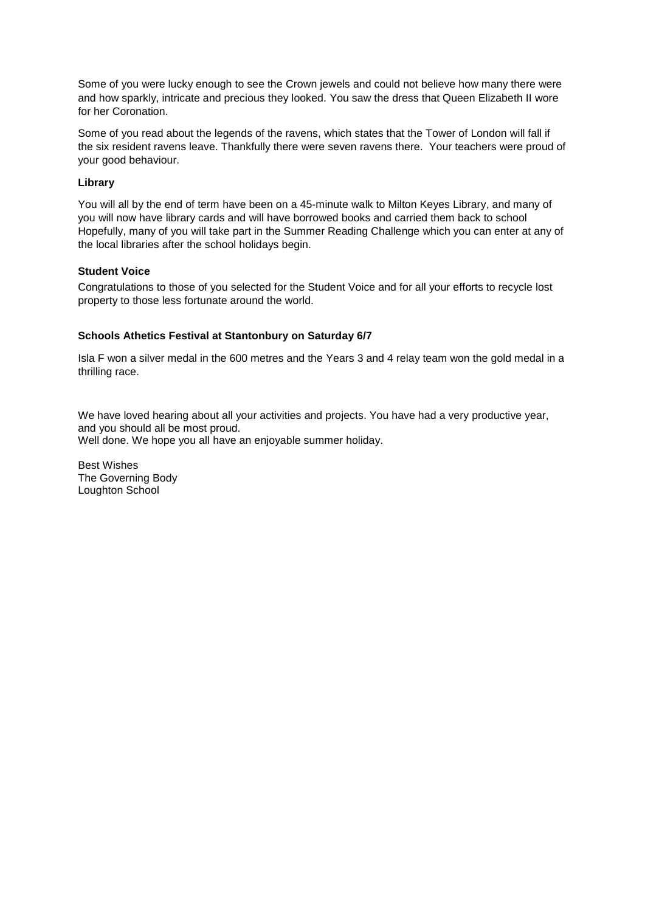Some of you were lucky enough to see the Crown jewels and could not believe how many there were and how sparkly, intricate and precious they looked. You saw the dress that Queen Elizabeth II wore for her Coronation.

Some of you read about the legends of the ravens, which states that the Tower of London will fall if the six resident ravens leave. Thankfully there were seven ravens there. Your teachers were proud of your good behaviour.

**Library**

You will all by the end of term have been on a 45-minute walk to Milton Keyes Library, and many of you will now have library cards and will have borrowed books and carried them back to school Hopefully, many of you will take part in the Summer Reading Challenge which you can enter at any of the local libraries after the school holidays begin.

**Student Voice**

Congratulations to those of you selected for the Student Voice and for all your efforts to recycle lost property to those less fortunate around the world.

**Schools Athetics Festival at Stantonbury on Saturday 6/7**

Isla F won a silver medal in the 600 metres and the Years 3 and 4 relay team won the gold medal in a thrilling race.

We have loved hearing about all your activities and projects. You have had a very productive year, and you should all be most proud.
Well done. We hope you all have an enjoyable summer holiday.

Best Wishes
The Governing Body
Loughton School